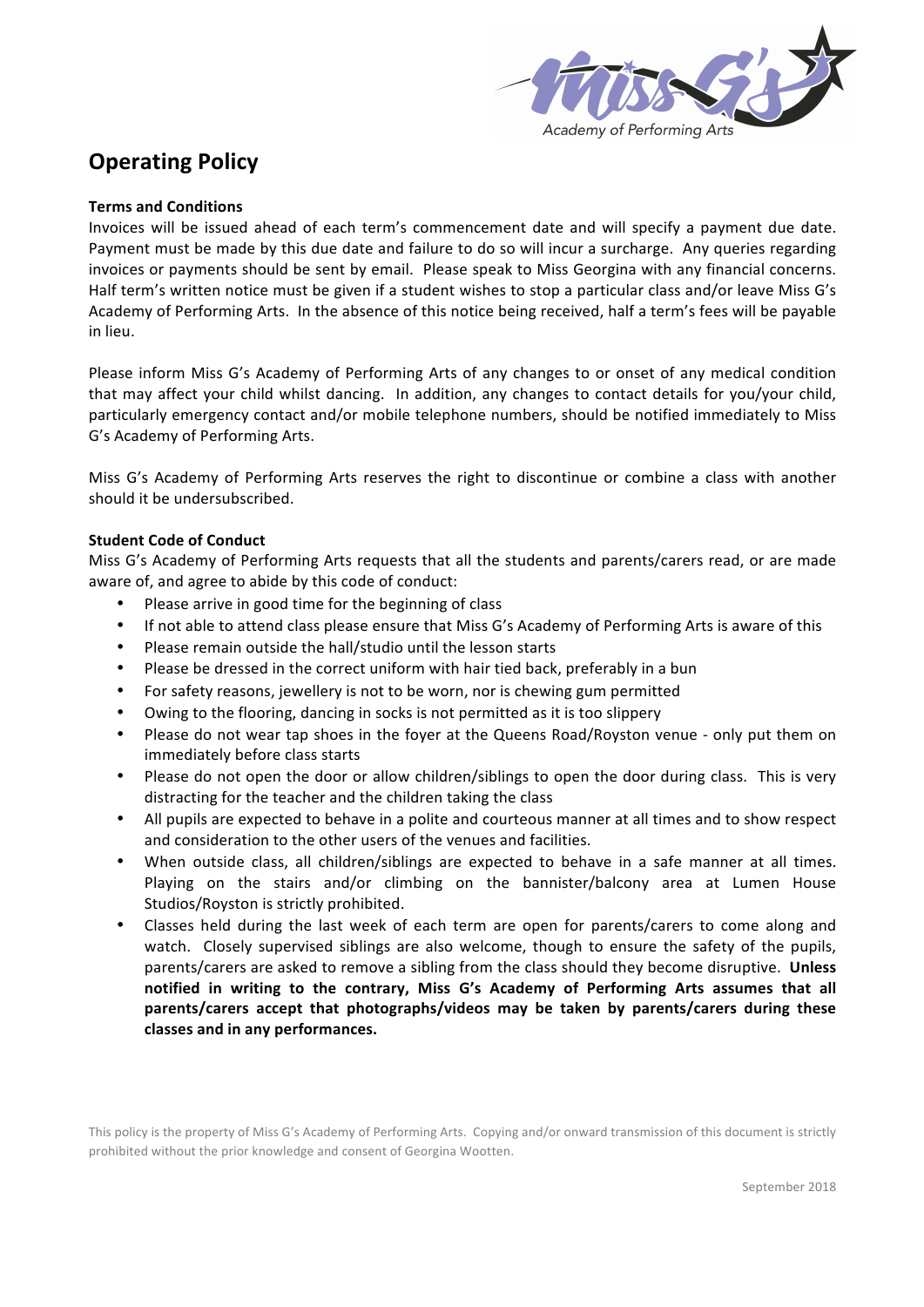# Operating Policy

**Terms and Conditions**

Invoices will be issued ahead of each term's commencement date and will specify a payment due date. Payment must be made by this due date and failure to do so will incur a surcharge. Any queries regarding invoices or payments should be sent by email. Please speak to Miss Georgina with any financial concerns. Half term's written notice must be given if a student wishes to stop a particular class and/or leave Miss G's Academy of Performing Arts. In the absence of this notice being received, half a term's fees will be payable in lieu.

Please inform Miss G's Academy of Performing Arts of any changes to or onset of any medical condition that may affect your child whilst dancing. In addition, any changes to contact details for you/your child, particularly emergency contact and/or mobile telephone numbers, should be notified immediately to Miss G's Academy of Performing Arts.

Miss G's Academy of Performing Arts reserves the right to discontinue or combine a class with another should it be undersubscribed.

**Student Code of Conduct**

Miss G's Academy of Performing Arts requests that all the students and parents/carers read, or are made aware of, and agree to abide by this code of conduct:

- Please arrive in good time for the beginning of class
- If not able to attend class please ensure that Miss G's Academy of Performing Arts is aware of this
- Please remain outside the hall/studio until the lesson starts
- Please be dressed in the correct uniform with hair tied back, preferably in a bun
- For safety reasons, jewellery is not to be worn, nor is chewing gum permitted
- Owing to the flooring, dancing in socks is not permitted as it is too slippery
- Please do not wear tap shoes in the foyer at the Queens Road/Royston venue - only put them on immediately before class starts
- Please do not open the door or allow children/siblings to open the door during class. This is very distracting for the teacher and the children taking the class
- All pupils are expected to behave in a polite and courteous manner at all times and to show respect and consideration to the other users of the venues and facilities.
- When outside class, all children/siblings are expected to behave in a safe manner at all times. Playing on the stairs and/or climbing on the bannister/balcony area at Lumen House Studios/Royston is strictly prohibited.
- Classes held during the last week of each term are open for parents/carers to come along and watch. Closely supervised siblings are also welcome, though to ensure the safety of the pupils, parents/carers are asked to remove a sibling from the class should they become disruptive. **Unless notified in writing to the contrary, Miss G's Academy of Performing Arts assumes that all parents/carers accept that photographs/videos may be taken by parents/carers during these classes and in any performances.**

This policy is the property of Miss G's Academy of Performing Arts. Copying and/or onward transmission of this document is strictly prohibited without the prior knowledge and consent of Georgina Wootten.

September 2018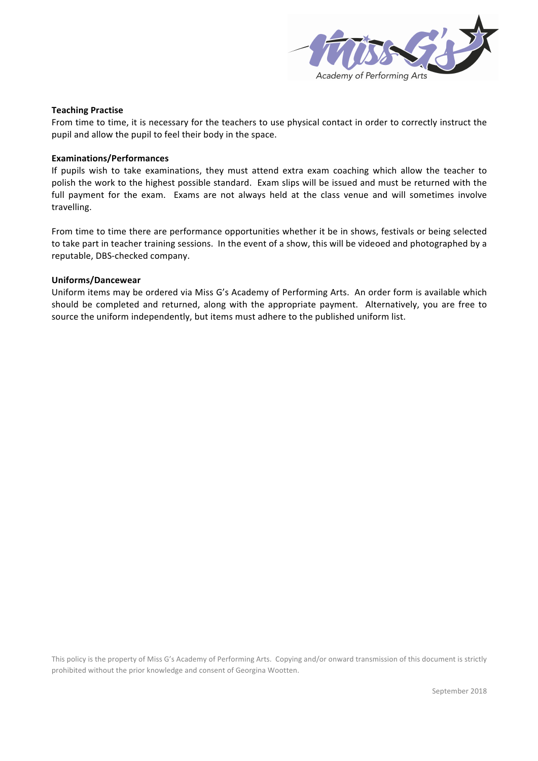**Teaching Practise**

From time to time, it is necessary for the teachers to use physical contact in order to correctly instruct the pupil and allow the pupil to feel their body in the space.

**Examinations/Performances**

If pupils wish to take examinations, they must attend extra exam coaching which allow the teacher to polish the work to the highest possible standard. Exam slips will be issued and must be returned with the full payment for the exam. Exams are not always held at the class venue and will sometimes involve travelling.

From time to time there are performance opportunities whether it be in shows, festivals or being selected to take part in teacher training sessions. In the event of a show, this will be videoed and photographed by a reputable, DBS-checked company.

**Uniforms/Dancewear**

Uniform items may be ordered via Miss G's Academy of Performing Arts. An order form is available which should be completed and returned, along with the appropriate payment. Alternatively, you are free to source the uniform independently, but items must adhere to the published uniform list.

This policy is the property of Miss G's Academy of Performing Arts. Copying and/or onward transmission of this document is strictly prohibited without the prior knowledge and consent of Georgina Wootten.

September 2018